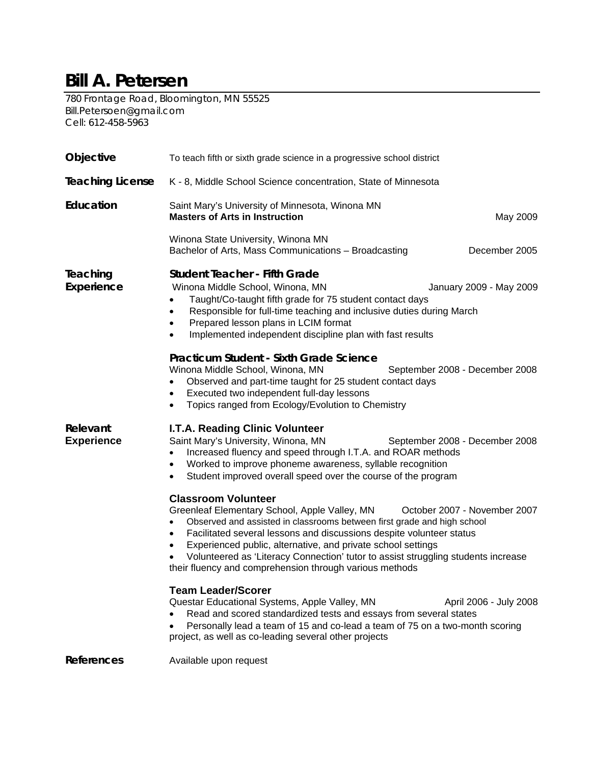# Bill A. Petersen

780 Frontage Road, Bloomington, MN 55525
Bill.Petersoen@gmail.com
Cell: 612-458-5963

## Objective

To teach fifth or sixth grade science in a progressive school district

## Teaching License

K - 8, Middle School Science concentration, State of Minnesota

## Education

Saint Mary's University of Minnesota, Winona MN
**Masters of Arts in Instruction** — May 2009

Winona State University, Winona MN
Bachelor of Arts, Mass Communications – Broadcasting — December 2005

## Teaching Experience

### Student Teacher - Fifth Grade

Winona Middle School, Winona, MN — January 2009 - May 2009

- Taught/Co-taught fifth grade for 75 student contact days
- Responsible for full-time teaching and inclusive duties during March
- Prepared lesson plans in LCIM format
- Implemented independent discipline plan with fast results

### Practicum Student - Sixth Grade Science

Winona Middle School, Winona, MN — September 2008 - December 2008

- Observed and part-time taught for 25 student contact days
- Executed two independent full-day lessons
- Topics ranged from Ecology/Evolution to Chemistry

## Relevant Experience

### I.T.A. Reading Clinic Volunteer

Saint Mary's University, Winona, MN — September 2008 - December 2008

- Increased fluency and speed through I.T.A. and ROAR methods
- Worked to improve phoneme awareness, syllable recognition
- Student improved overall speed over the course of the program

### Classroom Volunteer

Greenleaf Elementary School, Apple Valley, MN — October 2007 - November 2007

- Observed and assisted in classrooms between first grade and high school
- Facilitated several lessons and discussions despite volunteer status
- Experienced public, alternative, and private school settings
- Volunteered as 'Literacy Connection' tutor to assist struggling students increase their fluency and comprehension through various methods

### Team Leader/Scorer

Questar Educational Systems, Apple Valley, MN — April 2006 - July 2008

- Read and scored standardized tests and essays from several states
- Personally lead a team of 15 and co-lead a team of 75 on a two-month scoring project, as well as co-leading several other projects

## References

Available upon request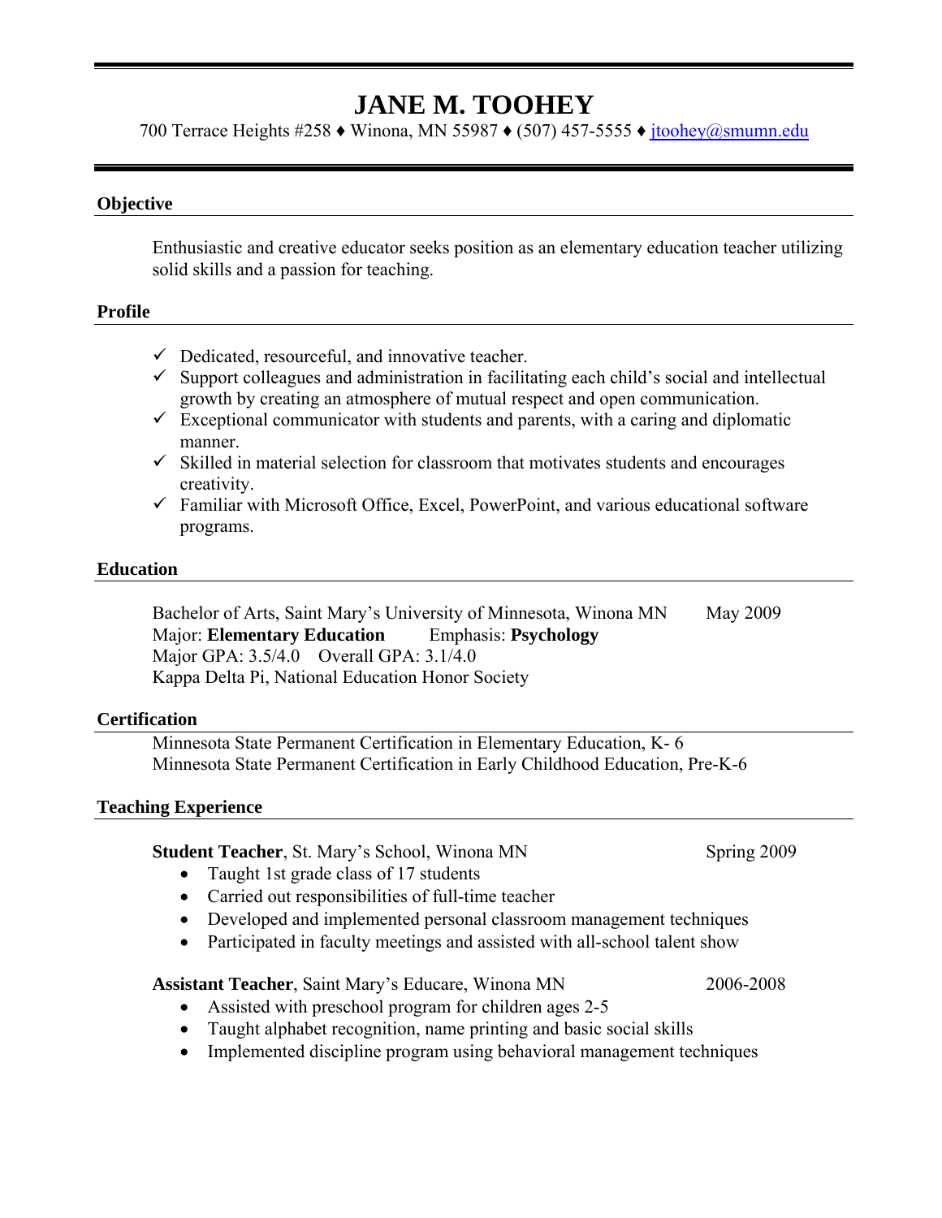# JANE M. TOOHEY

700 Terrace Heights #258 ♦ Winona, MN 55987 ♦ (507) 457-5555 ♦ jtoohey@smumn.edu

## Objective

Enthusiastic and creative educator seeks position as an elementary education teacher utilizing solid skills and a passion for teaching.

## Profile

- ✓ Dedicated, resourceful, and innovative teacher.
- ✓ Support colleagues and administration in facilitating each child's social and intellectual growth by creating an atmosphere of mutual respect and open communication.
- ✓ Exceptional communicator with students and parents, with a caring and diplomatic manner.
- ✓ Skilled in material selection for classroom that motivates students and encourages creativity.
- ✓ Familiar with Microsoft Office, Excel, PowerPoint, and various educational software programs.

## Education

Bachelor of Arts, Saint Mary's University of Minnesota, Winona MN — May 2009
Major: **Elementary Education** Emphasis: **Psychology**
Major GPA: 3.5/4.0 Overall GPA: 3.1/4.0
Kappa Delta Pi, National Education Honor Society

## Certification

Minnesota State Permanent Certification in Elementary Education, K- 6
Minnesota State Permanent Certification in Early Childhood Education, Pre-K-6

## Teaching Experience

**Student Teacher**, St. Mary's School, Winona MN — Spring 2009

- Taught 1st grade class of 17 students
- Carried out responsibilities of full-time teacher
- Developed and implemented personal classroom management techniques
- Participated in faculty meetings and assisted with all-school talent show

**Assistant Teacher**, Saint Mary's Educare, Winona MN — 2006-2008

- Assisted with preschool program for children ages 2-5
- Taught alphabet recognition, name printing and basic social skills
- Implemented discipline program using behavioral management techniques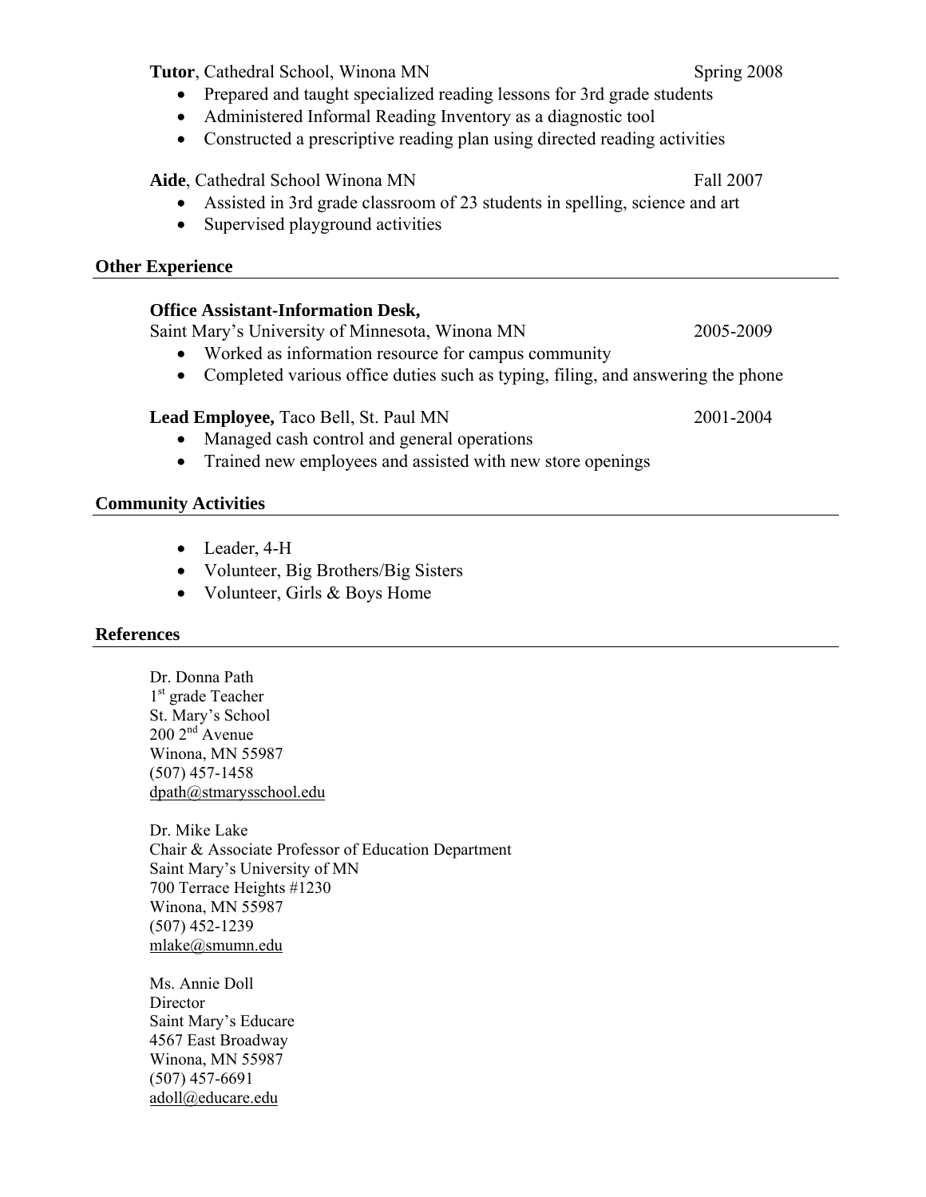**Tutor**, Cathedral School, Winona MN Spring 2008

- Prepared and taught specialized reading lessons for 3rd grade students
- Administered Informal Reading Inventory as a diagnostic tool
- Constructed a prescriptive reading plan using directed reading activities

**Aide**, Cathedral School Winona MN Fall 2007

- Assisted in 3rd grade classroom of 23 students in spelling, science and art
- Supervised playground activities

## Other Experience

**Office Assistant-Information Desk,**
Saint Mary's University of Minnesota, Winona MN 2005-2009

- Worked as information resource for campus community
- Completed various office duties such as typing, filing, and answering the phone

**Lead Employee,** Taco Bell, St. Paul MN 2001-2004

- Managed cash control and general operations
- Trained new employees and assisted with new store openings

## Community Activities

- Leader, 4-H
- Volunteer, Big Brothers/Big Sisters
- Volunteer, Girls & Boys Home

## References

Dr. Donna Path
1st grade Teacher
St. Mary's School
200 2nd Avenue
Winona, MN 55987
(507) 457-1458
dpath@stmarysschool.edu

Dr. Mike Lake
Chair & Associate Professor of Education Department
Saint Mary's University of MN
700 Terrace Heights #1230
Winona, MN 55987
(507) 452-1239
mlake@smumn.edu

Ms. Annie Doll
Director
Saint Mary's Educare
4567 East Broadway
Winona, MN 55987
(507) 457-6691
adoll@educare.edu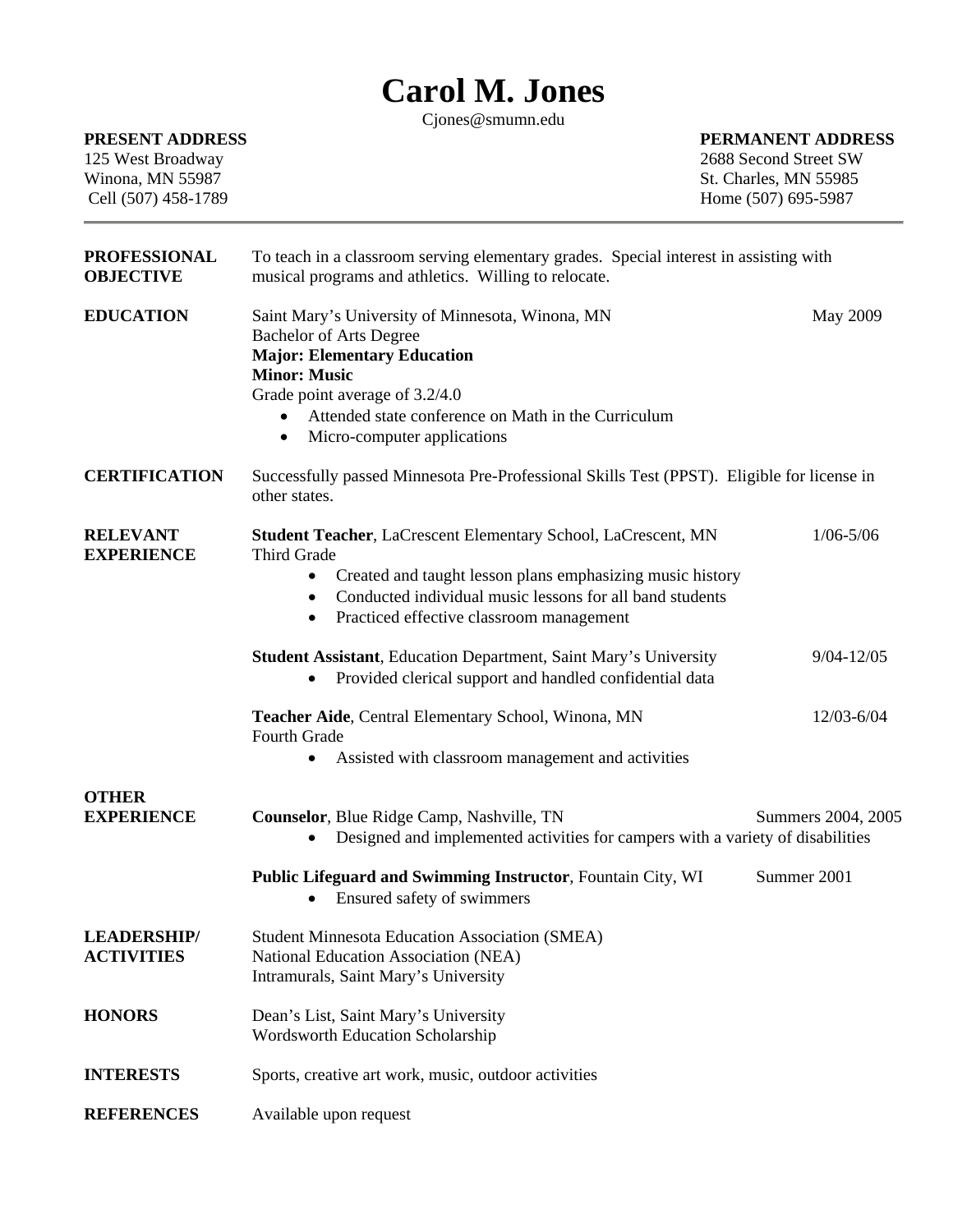# Carol M. Jones

Cjones@smumn.edu

**PRESENT ADDRESS**
125 West Broadway
Winona, MN 55987
Cell (507) 458-1789

**PERMANENT ADDRESS**
2688 Second Street SW
St. Charles, MN 55985
Home (507) 695-5987

---

**PROFESSIONAL OBJECTIVE**

To teach in a classroom serving elementary grades. Special interest in assisting with musical programs and athletics. Willing to relocate.

**EDUCATION**

Saint Mary's University of Minnesota, Winona, MN — May 2009
Bachelor of Arts Degree
**Major: Elementary Education**
**Minor: Music**
Grade point average of 3.2/4.0

- Attended state conference on Math in the Curriculum
- Micro-computer applications

**CERTIFICATION**

Successfully passed Minnesota Pre-Professional Skills Test (PPST). Eligible for license in other states.

**RELEVANT EXPERIENCE**

**Student Teacher**, LaCrescent Elementary School, LaCrescent, MN — 1/06-5/06
Third Grade

- Created and taught lesson plans emphasizing music history
- Conducted individual music lessons for all band students
- Practiced effective classroom management

**Student Assistant**, Education Department, Saint Mary's University — 9/04-12/05

- Provided clerical support and handled confidential data

**Teacher Aide**, Central Elementary School, Winona, MN — 12/03-6/04
Fourth Grade

- Assisted with classroom management and activities

**OTHER EXPERIENCE**

**Counselor**, Blue Ridge Camp, Nashville, TN — Summers 2004, 2005

- Designed and implemented activities for campers with a variety of disabilities

**Public Lifeguard and Swimming Instructor**, Fountain City, WI — Summer 2001

- Ensured safety of swimmers

**LEADERSHIP/ ACTIVITIES**

Student Minnesota Education Association (SMEA)
National Education Association (NEA)
Intramurals, Saint Mary's University

**HONORS**

Dean's List, Saint Mary's University
Wordsworth Education Scholarship

**INTERESTS**

Sports, creative art work, music, outdoor activities

**REFERENCES**

Available upon request